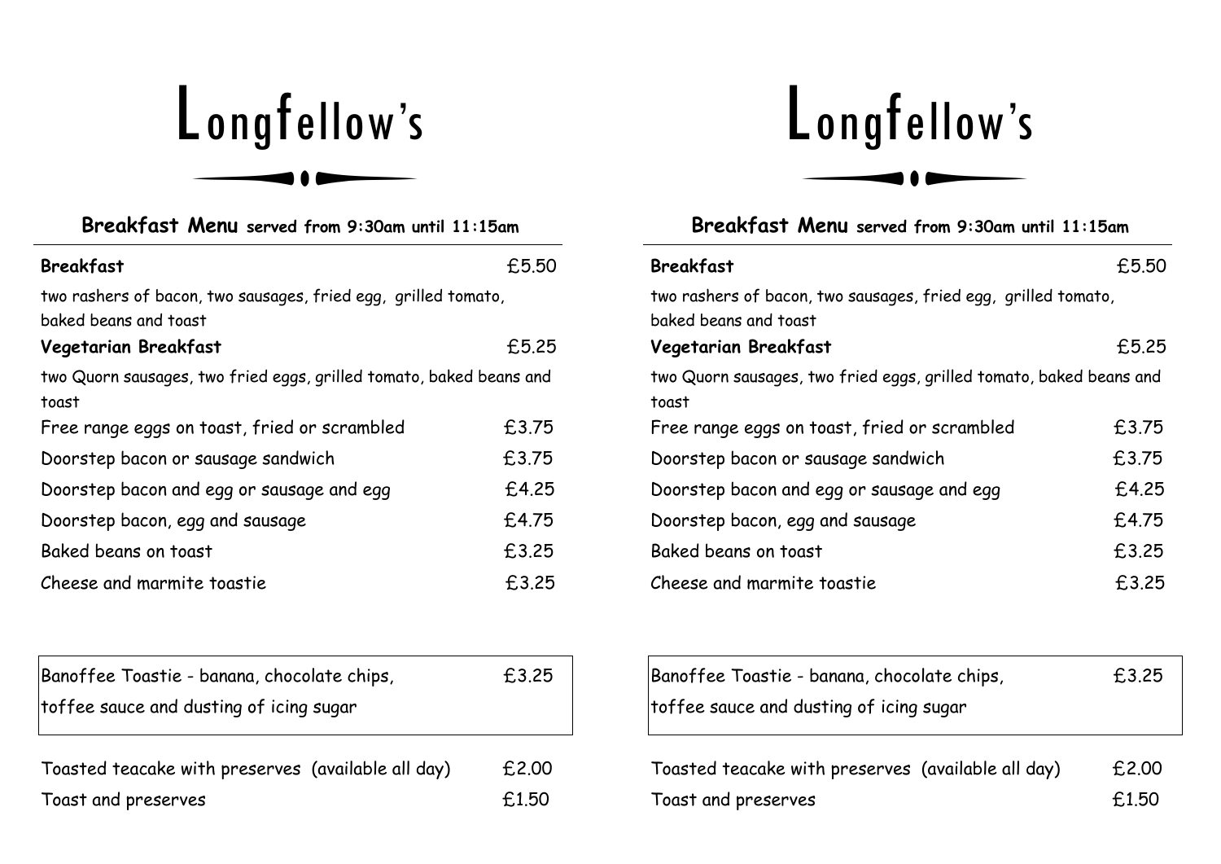# Longfellow's

## **Breakfast Menu** served from 9:30am until 11:15am

| | |
|---|---|
| **Breakfast** | £5.50 |
| two rashers of bacon, two sausages, fried egg, grilled tomato, baked beans and toast | |
| **Vegetarian Breakfast** | £5.25 |
| two Quorn sausages, two fried eggs, grilled tomato, baked beans and toast | |
| Free range eggs on toast, fried or scrambled | £3.75 |
| Doorstep bacon or sausage sandwich | £3.75 |
| Doorstep bacon and egg or sausage and egg | £4.25 |
| Doorstep bacon, egg and sausage | £4.75 |
| Baked beans on toast | £3.25 |
| Cheese and marmite toastie | £3.25 |

| | |
|---|---|
| Banoffee Toastie - banana, chocolate chips, toffee sauce and dusting of icing sugar | £3.25 |

| | |
|---|---|
| Toasted teacake with preserves (available all day) | £2.00 |
| Toast and preserves | £1.50 |

# Longfellow's

## **Breakfast Menu** served from 9:30am until 11:15am

| | |
|---|---|
| **Breakfast** | £5.50 |
| two rashers of bacon, two sausages, fried egg, grilled tomato, baked beans and toast | |
| **Vegetarian Breakfast** | £5.25 |
| two Quorn sausages, two fried eggs, grilled tomato, baked beans and toast | |
| Free range eggs on toast, fried or scrambled | £3.75 |
| Doorstep bacon or sausage sandwich | £3.75 |
| Doorstep bacon and egg or sausage and egg | £4.25 |
| Doorstep bacon, egg and sausage | £4.75 |
| Baked beans on toast | £3.25 |
| Cheese and marmite toastie | £3.25 |

| | |
|---|---|
| Banoffee Toastie - banana, chocolate chips, toffee sauce and dusting of icing sugar | £3.25 |

| | |
|---|---|
| Toasted teacake with preserves (available all day) | £2.00 |
| Toast and preserves | £1.50 |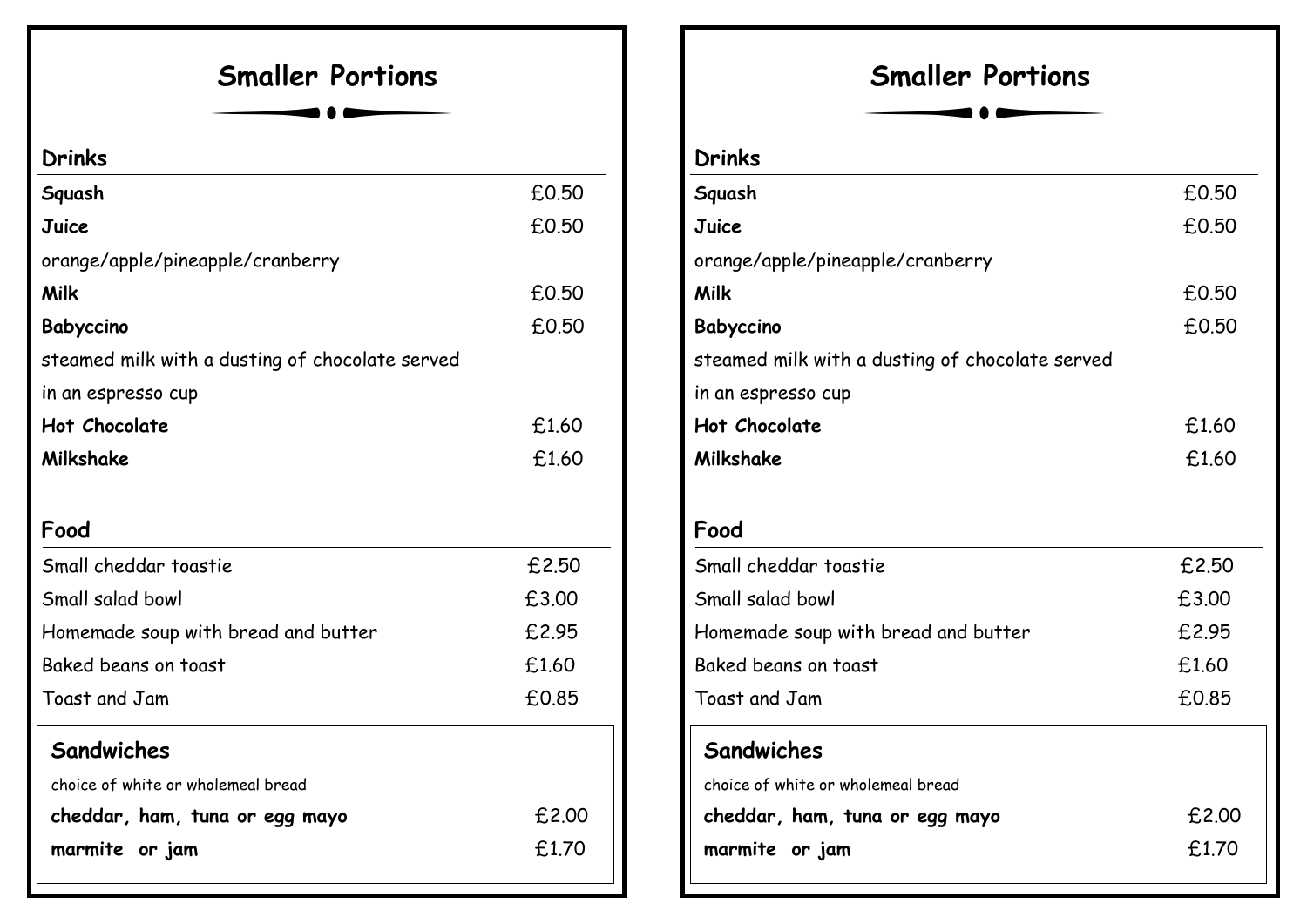# Smaller Portions

## Drinks

| | |
|---|---|
| **Squash** | £0.50 |
| **Juice** | £0.50 |
| orange/apple/pineapple/cranberry | |
| **Milk** | £0.50 |
| **Babyccino** | £0.50 |
| steamed milk with a dusting of chocolate served in an espresso cup | |
| **Hot Chocolate** | £1.60 |
| **Milkshake** | £1.60 |

## Food

| | |
|---|---|
| Small cheddar toastie | £2.50 |
| Small salad bowl | £3.00 |
| Homemade soup with bread and butter | £2.95 |
| Baked beans on toast | £1.60 |
| Toast and Jam | £0.85 |

### Sandwiches

choice of white or wholemeal bread

| | |
|---|---|
| **cheddar, ham, tuna or egg mayo** | £2.00 |
| **marmite or jam** | £1.70 |

# Smaller Portions

## Drinks

| | |
|---|---|
| **Squash** | £0.50 |
| **Juice** | £0.50 |
| orange/apple/pineapple/cranberry | |
| **Milk** | £0.50 |
| **Babyccino** | £0.50 |
| steamed milk with a dusting of chocolate served in an espresso cup | |
| **Hot Chocolate** | £1.60 |
| **Milkshake** | £1.60 |

## Food

| | |
|---|---|
| Small cheddar toastie | £2.50 |
| Small salad bowl | £3.00 |
| Homemade soup with bread and butter | £2.95 |
| Baked beans on toast | £1.60 |
| Toast and Jam | £0.85 |

### Sandwiches

choice of white or wholemeal bread

| | |
|---|---|
| **cheddar, ham, tuna or egg mayo** | £2.00 |
| **marmite or jam** | £1.70 |